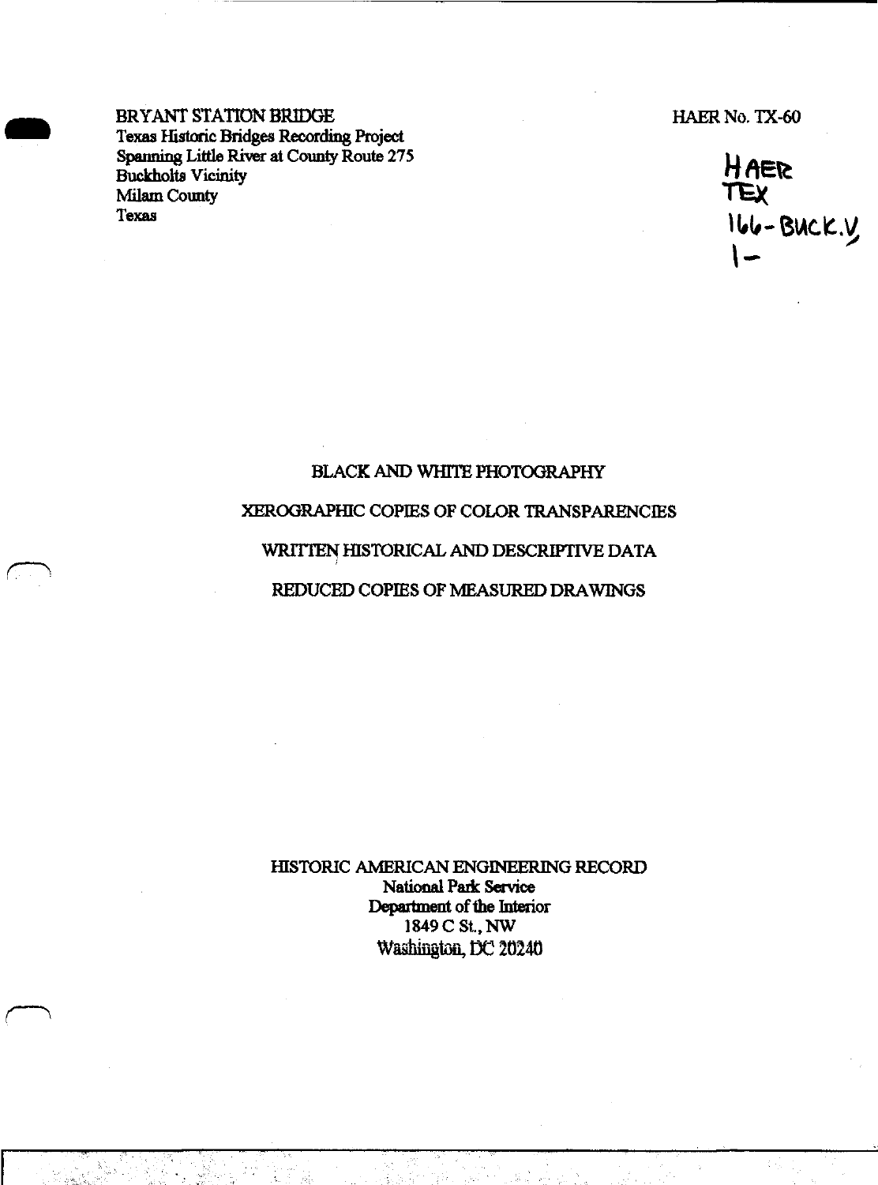BRYANT STATION BRIDGE
Texas Historic Bridges Recording Project
Spanning Little River at County Route 275
Buckholts Vicinity
Milam County
Texas

HAER No. TX-60

HAER
TEX
166-BUCK.V
1-

BLACK AND WHITE PHOTOGRAPHY

XEROGRAPHIC COPIES OF COLOR TRANSPARENCIES

WRITTEN HISTORICAL AND DESCRIPTIVE DATA

REDUCED COPIES OF MEASURED DRAWINGS

HISTORIC AMERICAN ENGINEERING RECORD
National Park Service
Department of the Interior
1849 C St., NW
Washington, DC 20240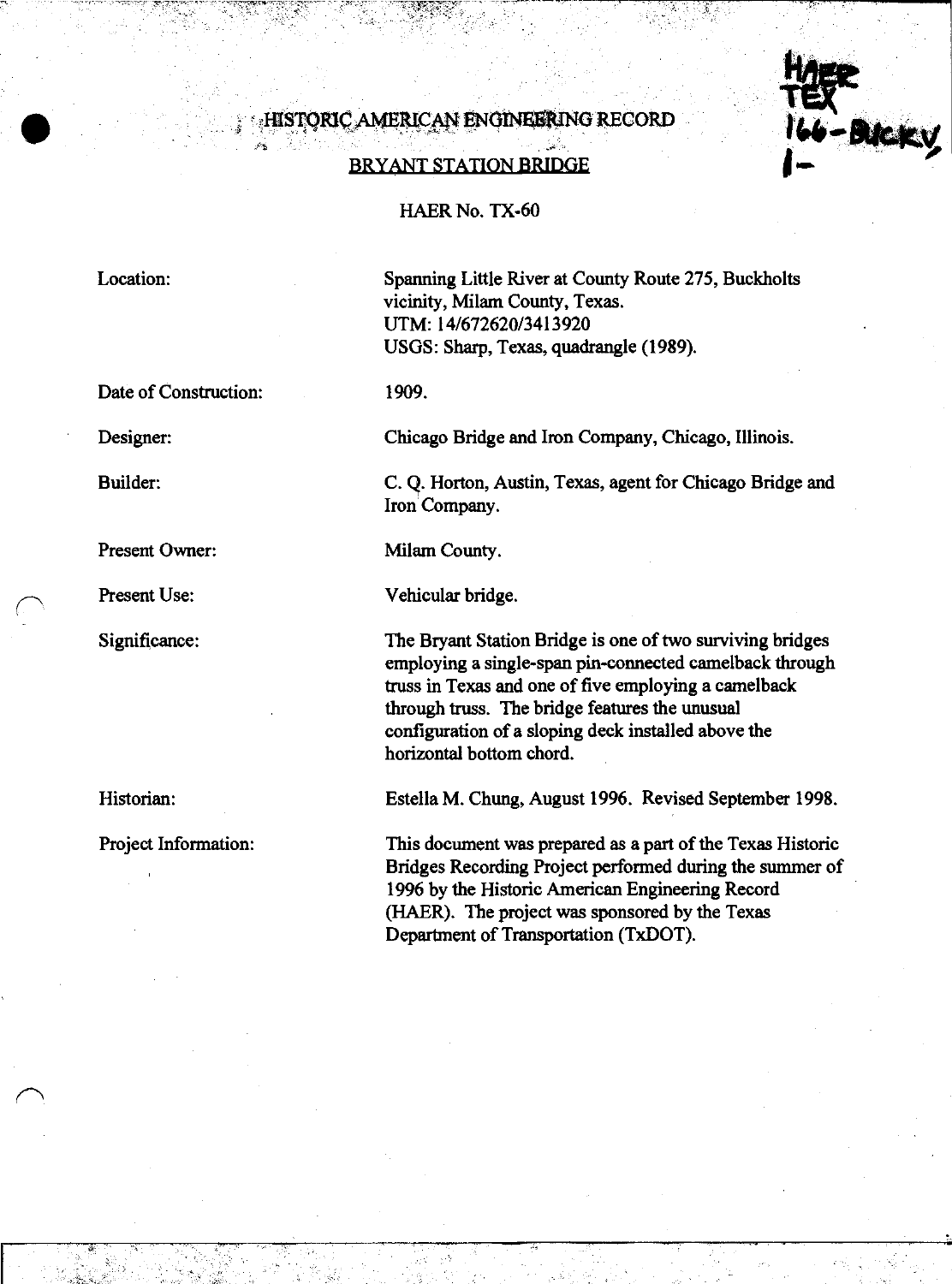HAER
TEX
166-BUCK.V
1-

# HISTORIC AMERICAN ENGINEERING RECORD

## BRYANT STATION BRIDGE

HAER No. TX-60

| | |
|---|---|
| Location: | Spanning Little River at County Route 275, Buckholts vicinity, Milam County, Texas.<br>UTM: 14/672620/3413920<br>USGS: Sharp, Texas, quadrangle (1989). |
| Date of Construction: | 1909. |
| Designer: | Chicago Bridge and Iron Company, Chicago, Illinois. |
| Builder: | C. Q. Horton, Austin, Texas, agent for Chicago Bridge and Iron Company. |
| Present Owner: | Milam County. |
| Present Use: | Vehicular bridge. |
| Significance: | The Bryant Station Bridge is one of two surviving bridges employing a single-span pin-connected camelback through truss in Texas and one of five employing a camelback through truss. The bridge features the unusual configuration of a sloping deck installed above the horizontal bottom chord. |
| Historian: | Estella M. Chung, August 1996. Revised September 1998. |
| Project Information: | This document was prepared as a part of the Texas Historic Bridges Recording Project performed during the summer of 1996 by the Historic American Engineering Record (HAER). The project was sponsored by the Texas Department of Transportation (TxDOT). |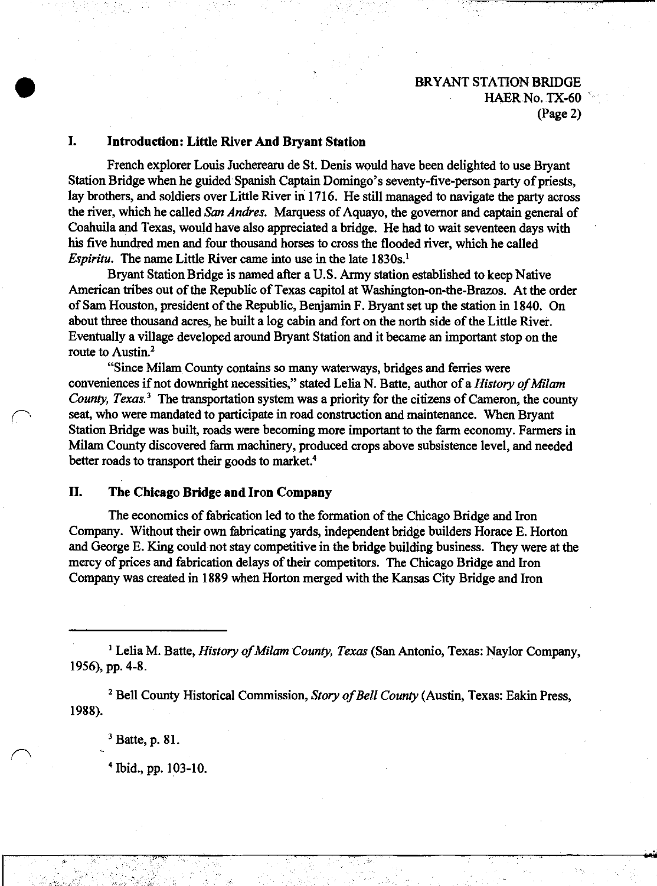## I. Introduction: Little River And Bryant Station

French explorer Louis Jucherearu de St. Denis would have been delighted to use Bryant Station Bridge when he guided Spanish Captain Domingo's seventy-five-person party of priests, lay brothers, and soldiers over Little River in 1716. He still managed to navigate the party across the river, which he called *San Andres.* Marquess of Aquayo, the governor and captain general of Coahuila and Texas, would have also appreciated a bridge. He had to wait seventeen days with his five hundred men and four thousand horses to cross the flooded river, which he called *Espiritu.* The name Little River came into use in the late 1830s.[1]

Bryant Station Bridge is named after a U.S. Army station established to keep Native American tribes out of the Republic of Texas capitol at Washington-on-the-Brazos. At the order of Sam Houston, president of the Republic, Benjamin F. Bryant set up the station in 1840. On about three thousand acres, he built a log cabin and fort on the north side of the Little River. Eventually a village developed around Bryant Station and it became an important stop on the route to Austin.[2]

"Since Milam County contains so many waterways, bridges and ferries were conveniences if not downright necessities," stated Lelia N. Batte, author of a *History of Milam County, Texas.*[3] The transportation system was a priority for the citizens of Cameron, the county seat, who were mandated to participate in road construction and maintenance. When Bryant Station Bridge was built, roads were becoming more important to the farm economy. Farmers in Milam County discovered farm machinery, produced crops above subsistence level, and needed better roads to transport their goods to market.[4]

## II. The Chicago Bridge and Iron Company

The economics of fabrication led to the formation of the Chicago Bridge and Iron Company. Without their own fabricating yards, independent bridge builders Horace E. Horton and George E. King could not stay competitive in the bridge building business. They were at the mercy of prices and fabrication delays of their competitors. The Chicago Bridge and Iron Company was created in 1889 when Horton merged with the Kansas City Bridge and Iron

---

[1] Lelia M. Batte, *History of Milam County, Texas* (San Antonio, Texas: Naylor Company, 1956), pp. 4-8.

[2] Bell County Historical Commission, *Story of Bell County* (Austin, Texas: Eakin Press, 1988).

[3] Batte, p. 81.

[4] Ibid., pp. 103-10.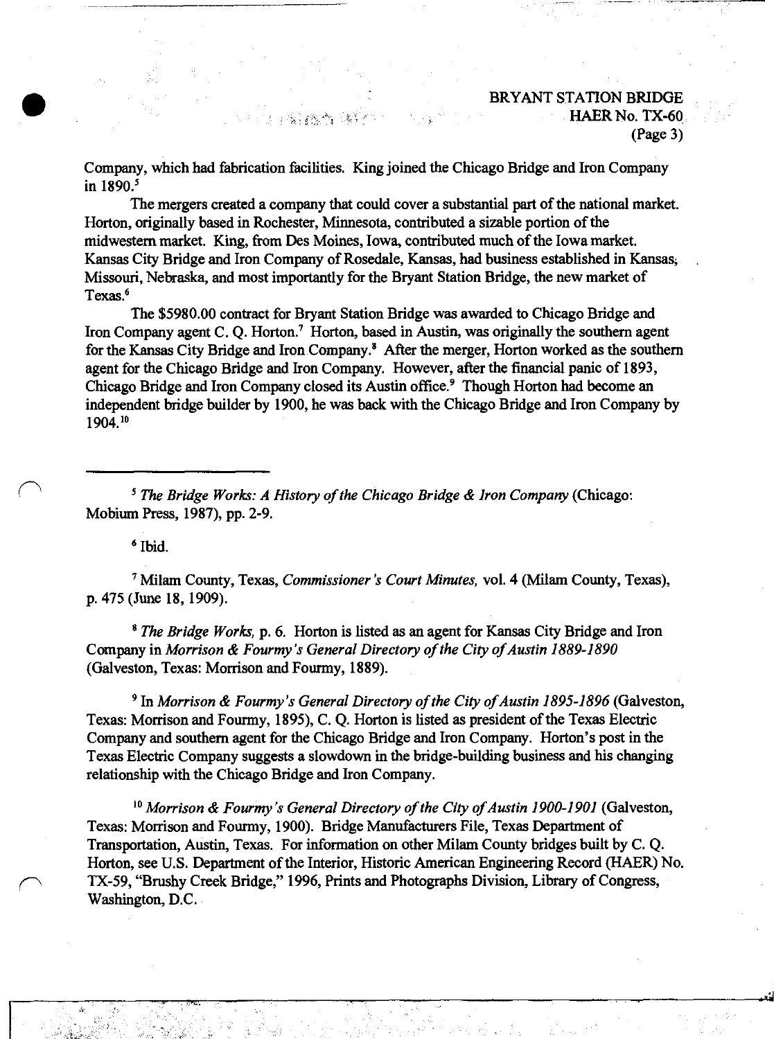Company, which had fabrication facilities. King joined the Chicago Bridge and Iron Company in 1890.[5]

The mergers created a company that could cover a substantial part of the national market. Horton, originally based in Rochester, Minnesota, contributed a sizable portion of the midwestern market. King, from Des Moines, Iowa, contributed much of the Iowa market. Kansas City Bridge and Iron Company of Rosedale, Kansas, had business established in Kansas, Missouri, Nebraska, and most importantly for the Bryant Station Bridge, the new market of Texas.[6]

The $5980.00 contract for Bryant Station Bridge was awarded to Chicago Bridge and Iron Company agent C. Q. Horton.[7] Horton, based in Austin, was originally the southern agent for the Kansas City Bridge and Iron Company.[8] After the merger, Horton worked as the southern agent for the Chicago Bridge and Iron Company. However, after the financial panic of 1893, Chicago Bridge and Iron Company closed its Austin office.[9] Though Horton had become an independent bridge builder by 1900, he was back with the Chicago Bridge and Iron Company by 1904.[10]

---

[5] *The Bridge Works: A History of the Chicago Bridge & Iron Company* (Chicago: Mobium Press, 1987), pp. 2-9.

[6] Ibid.

[7] Milam County, Texas, *Commissioner's Court Minutes,* vol. 4 (Milam County, Texas), p. 475 (June 18, 1909).

[8] *The Bridge Works,* p. 6. Horton is listed as an agent for Kansas City Bridge and Iron Company in *Morrison & Fourmy's General Directory of the City of Austin 1889-1890* (Galveston, Texas: Morrison and Fourmy, 1889).

[9] In *Morrison & Fourmy's General Directory of the City of Austin 1895-1896* (Galveston, Texas: Morrison and Fourmy, 1895), C. Q. Horton is listed as president of the Texas Electric Company and southern agent for the Chicago Bridge and Iron Company. Horton's post in the Texas Electric Company suggests a slowdown in the bridge-building business and his changing relationship with the Chicago Bridge and Iron Company.

[10] *Morrison & Fourmy's General Directory of the City of Austin 1900-1901* (Galveston, Texas: Morrison and Fourmy, 1900). Bridge Manufacturers File, Texas Department of Transportation, Austin, Texas. For information on other Milam County bridges built by C. Q. Horton, see U.S. Department of the Interior, Historic American Engineering Record (HAER) No. TX-59, "Brushy Creek Bridge," 1996, Prints and Photographs Division, Library of Congress, Washington, D.C.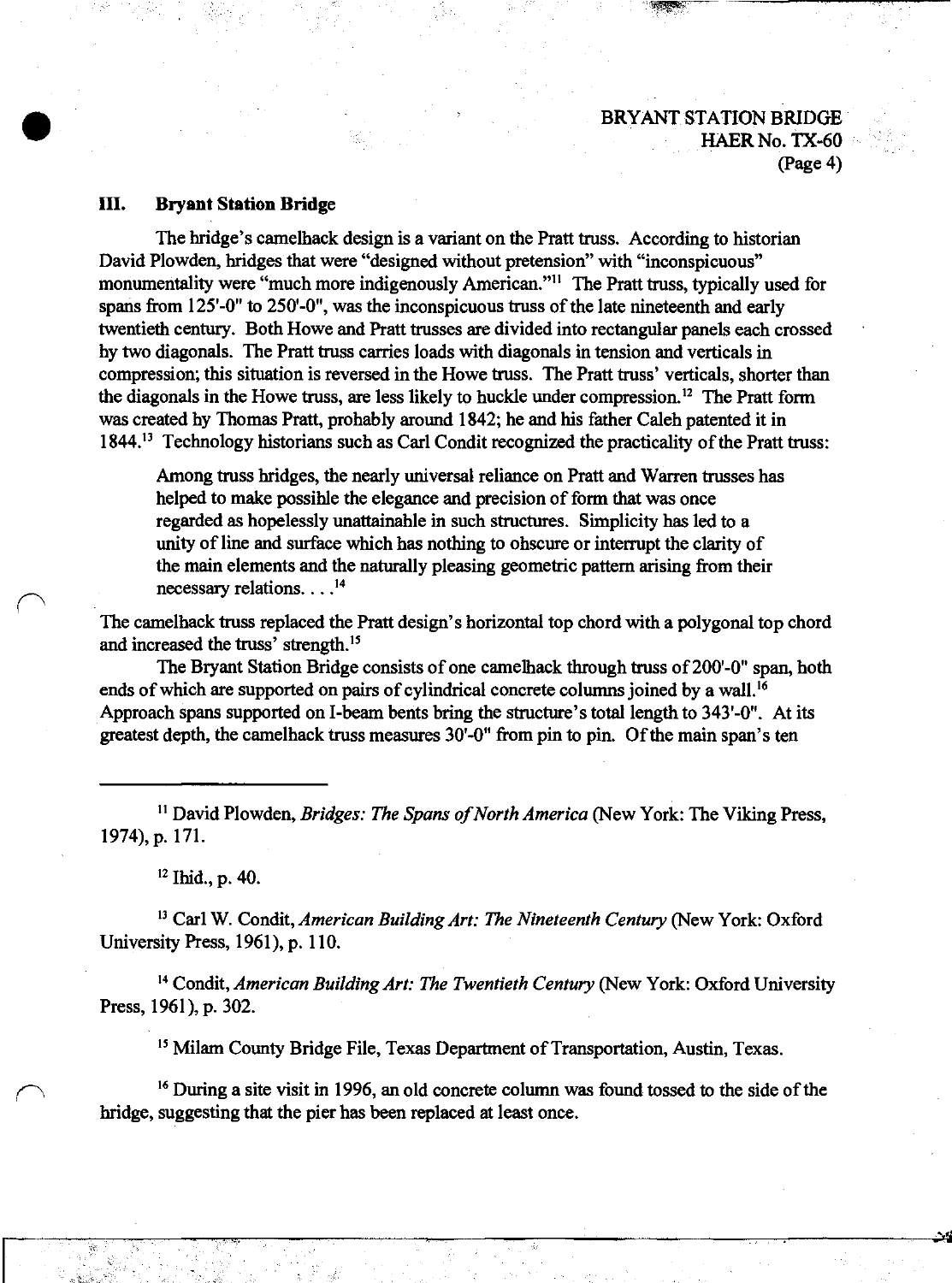## III. Bryant Station Bridge

The bridge's camelback design is a variant on the Pratt truss. According to historian David Plowden, bridges that were "designed without pretension" with "inconspicuous" monumentality were "much more indigenously American."[11] The Pratt truss, typically used for spans from 125'-0" to 250'-0", was the inconspicuous truss of the late nineteenth and early twentieth century. Both Howe and Pratt trusses are divided into rectangular panels each crossed by two diagonals. The Pratt truss carries loads with diagonals in tension and verticals in compression; this situation is reversed in the Howe truss. The Pratt truss' verticals, shorter than the diagonals in the Howe truss, are less likely to buckle under compression.[12] The Pratt form was created by Thomas Pratt, probably around 1842; he and his father Caleb patented it in 1844.[13] Technology historians such as Carl Condit recognized the practicality of the Pratt truss:

> Among truss bridges, the nearly universal reliance on Pratt and Warren trusses has helped to make possible the elegance and precision of form that was once regarded as hopelessly unattainable in such structures. Simplicity has led to a unity of line and surface which has nothing to obscure or interrupt the clarity of the main elements and the naturally pleasing geometric pattern arising from their necessary relations. . . .[14]

The camelback truss replaced the Pratt design's horizontal top chord with a polygonal top chord and increased the truss' strength.[15]

The Bryant Station Bridge consists of one camelback through truss of 200'-0" span, both ends of which are supported on pairs of cylindrical concrete columns joined by a wall.[16] Approach spans supported on I-beam bents bring the structure's total length to 343'-0". At its greatest depth, the camelback truss measures 30'-0" from pin to pin. Of the main span's ten

---

[11] David Plowden, *Bridges: The Spans of North America* (New York: The Viking Press, 1974), p. 171.

[12] Ibid., p. 40.

[13] Carl W. Condit, *American Building Art: The Nineteenth Century* (New York: Oxford University Press, 1961), p. 110.

[14] Condit, *American Building Art: The Twentieth Century* (New York: Oxford University Press, 1961), p. 302.

[15] Milam County Bridge File, Texas Department of Transportation, Austin, Texas.

[16] During a site visit in 1996, an old concrete column was found tossed to the side of the bridge, suggesting that the pier has been replaced at least once.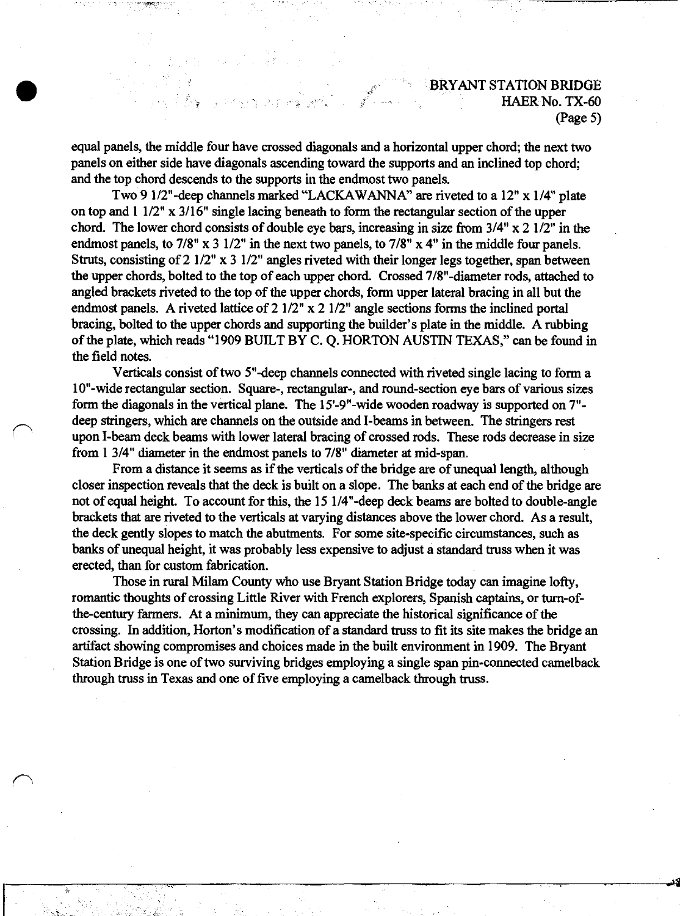equal panels, the middle four have crossed diagonals and a horizontal upper chord; the next two panels on either side have diagonals ascending toward the supports and an inclined top chord; and the top chord descends to the supports in the endmost two panels.

Two 9 1/2"-deep channels marked "LACKAWANNA" are riveted to a 12" x 1/4" plate on top and 1 1/2" x 3/16" single lacing beneath to form the rectangular section of the upper chord. The lower chord consists of double eye bars, increasing in size from 3/4" x 2 1/2" in the endmost panels, to 7/8" x 3 1/2" in the next two panels, to 7/8" x 4" in the middle four panels. Struts, consisting of 2 1/2" x 3 1/2" angles riveted with their longer legs together, span between the upper chords, bolted to the top of each upper chord. Crossed 7/8"-diameter rods, attached to angled brackets riveted to the top of the upper chords, form upper lateral bracing in all but the endmost panels. A riveted lattice of 2 1/2" x 2 1/2" angle sections forms the inclined portal bracing, bolted to the upper chords and supporting the builder's plate in the middle. A rubbing of the plate, which reads "1909 BUILT BY C. Q. HORTON AUSTIN TEXAS," can be found in the field notes.

Verticals consist of two 5"-deep channels connected with riveted single lacing to form a 10"-wide rectangular section. Square-, rectangular-, and round-section eye bars of various sizes form the diagonals in the vertical plane. The 15'-9"-wide wooden roadway is supported on 7"-deep stringers, which are channels on the outside and I-beams in between. The stringers rest upon I-beam deck beams with lower lateral bracing of crossed rods. These rods decrease in size from 1 3/4" diameter in the endmost panels to 7/8" diameter at mid-span.

From a distance it seems as if the verticals of the bridge are of unequal length, although closer inspection reveals that the deck is built on a slope. The banks at each end of the bridge are not of equal height. To account for this, the 15 1/4"-deep deck beams are bolted to double-angle brackets that are riveted to the verticals at varying distances above the lower chord. As a result, the deck gently slopes to match the abutments. For some site-specific circumstances, such as banks of unequal height, it was probably less expensive to adjust a standard truss when it was erected, than for custom fabrication.

Those in rural Milam County who use Bryant Station Bridge today can imagine lofty, romantic thoughts of crossing Little River with French explorers, Spanish captains, or turn-of-the-century farmers. At a minimum, they can appreciate the historical significance of the crossing. In addition, Horton's modification of a standard truss to fit its site makes the bridge an artifact showing compromises and choices made in the built environment in 1909. The Bryant Station Bridge is one of two surviving bridges employing a single span pin-connected camelback through truss in Texas and one of five employing a camelback through truss.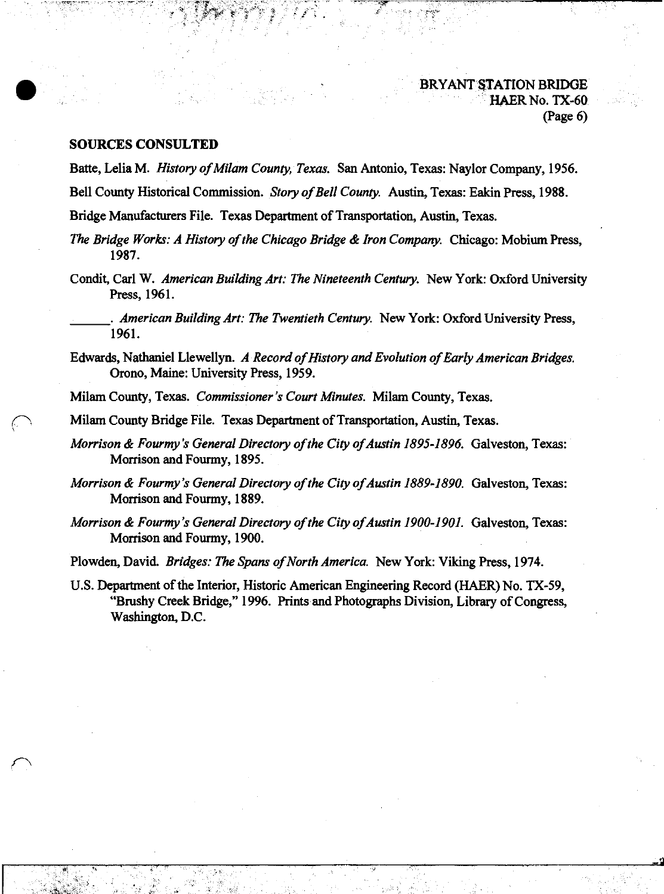## SOURCES CONSULTED

Batte, Lelia M. *History of Milam County, Texas.* San Antonio, Texas: Naylor Company, 1956.

Bell County Historical Commission. *Story of Bell County.* Austin, Texas: Eakin Press, 1988.

Bridge Manufacturers File. Texas Department of Transportation, Austin, Texas.

*The Bridge Works: A History of the Chicago Bridge & Iron Company.* Chicago: Mobium Press, 1987.

Condit, Carl W. *American Building Art: The Nineteenth Century.* New York: Oxford University Press, 1961.

______. *American Building Art: The Twentieth Century.* New York: Oxford University Press, 1961.

Edwards, Nathaniel Llewellyn. *A Record of History and Evolution of Early American Bridges.* Orono, Maine: University Press, 1959.

Milam County, Texas. *Commissioner's Court Minutes.* Milam County, Texas.

Milam County Bridge File. Texas Department of Transportation, Austin, Texas.

*Morrison & Fourmy's General Directory of the City of Austin 1895-1896.* Galveston, Texas: Morrison and Fourmy, 1895.

*Morrison & Fourmy's General Directory of the City of Austin 1889-1890.* Galveston, Texas: Morrison and Fourmy, 1889.

*Morrison & Fourmy's General Directory of the City of Austin 1900-1901.* Galveston, Texas: Morrison and Fourmy, 1900.

Plowden, David. *Bridges: The Spans of North America.* New York: Viking Press, 1974.

U.S. Department of the Interior, Historic American Engineering Record (HAER) No. TX-59, "Brushy Creek Bridge," 1996. Prints and Photographs Division, Library of Congress, Washington, D.C.